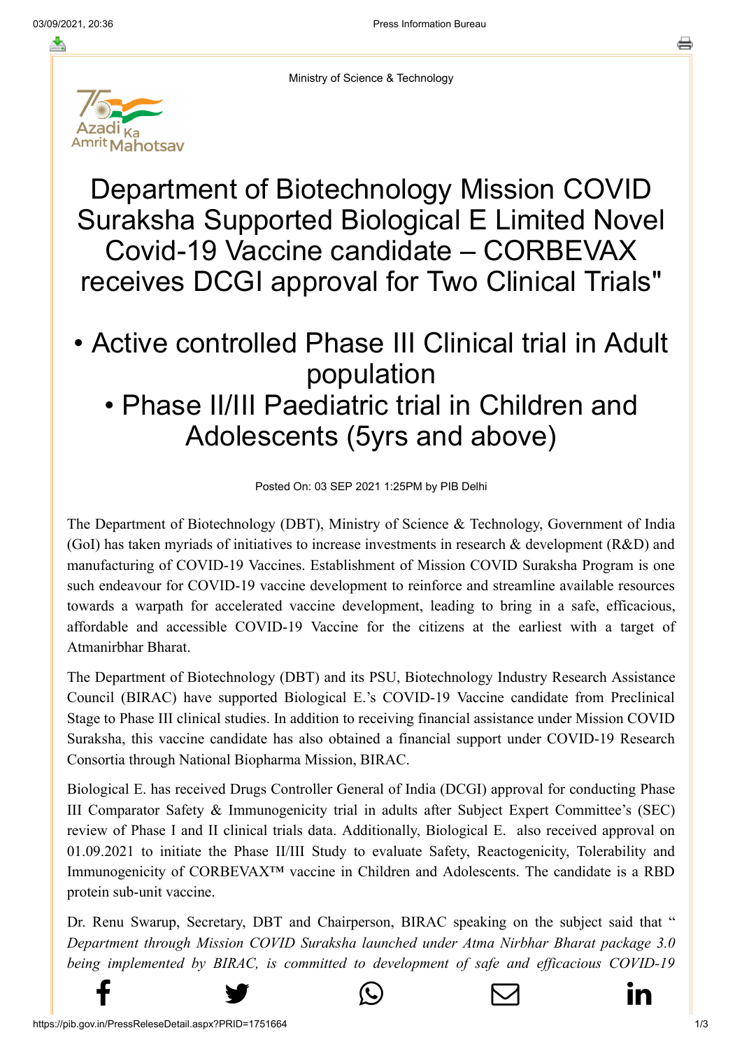Ministry of Science & Technology

# Department of Biotechnology Mission COVID Suraksha Supported Biological E Limited Novel Covid-19 Vaccine candidate – CORBEVAX receives DCGI approval for Two Clinical Trials"

## • Active controlled Phase III Clinical trial in Adult population
## • Phase II/III Paediatric trial in Children and Adolescents (5yrs and above)

Posted On: 03 SEP 2021 1:25PM by PIB Delhi

The Department of Biotechnology (DBT), Ministry of Science & Technology, Government of India (GoI) has taken myriads of initiatives to increase investments in research & development (R&D) and manufacturing of COVID-19 Vaccines. Establishment of Mission COVID Suraksha Program is one such endeavour for COVID-19 vaccine development to reinforce and streamline available resources towards a warpath for accelerated vaccine development, leading to bring in a safe, efficacious, affordable and accessible COVID-19 Vaccine for the citizens at the earliest with a target of Atmanirbhar Bharat.

The Department of Biotechnology (DBT) and its PSU, Biotechnology Industry Research Assistance Council (BIRAC) have supported Biological E.'s COVID-19 Vaccine candidate from Preclinical Stage to Phase III clinical studies. In addition to receiving financial assistance under Mission COVID Suraksha, this vaccine candidate has also obtained a financial support under COVID-19 Research Consortia through National Biopharma Mission, BIRAC.

Biological E. has received Drugs Controller General of India (DCGI) approval for conducting Phase III Comparator Safety & Immunogenicity trial in adults after Subject Expert Committee's (SEC) review of Phase I and II clinical trials data. Additionally, Biological E. also received approval on 01.09.2021 to initiate the Phase II/III Study to evaluate Safety, Reactogenicity, Tolerability and Immunogenicity of CORBEVAX™ vaccine in Children and Adolescents. The candidate is a RBD protein sub-unit vaccine.

Dr. Renu Swarup, Secretary, DBT and Chairperson, BIRAC speaking on the subject said that " *Department through Mission COVID Suraksha launched under Atma Nirbhar Bharat package 3.0 being implemented by BIRAC, is committed to development of safe and efficacious COVID-19*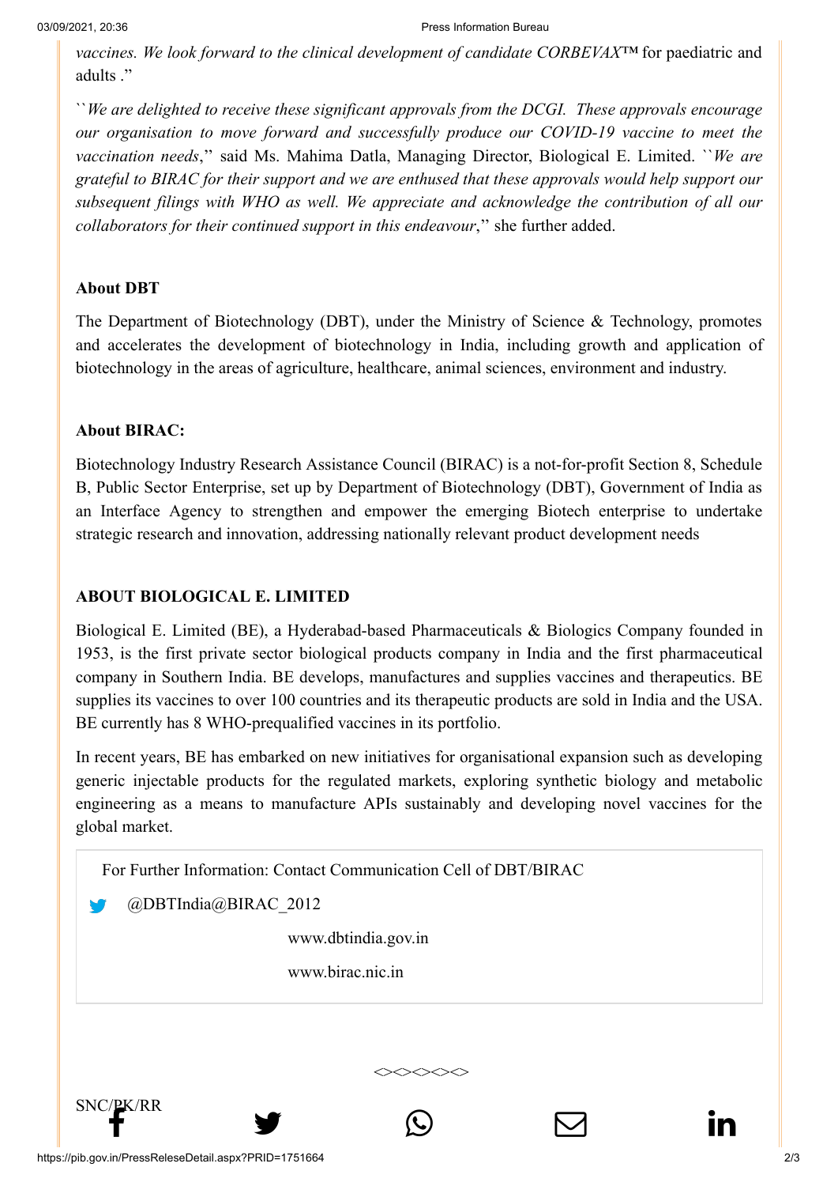*vaccines. We look forward to the clinical development of candidate CORBEVAX™* for paediatric and adults ."

``*We are delighted to receive these significant approvals from the DCGI. These approvals encourage our organisation to move forward and successfully produce our COVID-19 vaccine to meet the vaccination needs*,'' said Ms. Mahima Datla, Managing Director, Biological E. Limited. ``*We are grateful to BIRAC for their support and we are enthused that these approvals would help support our subsequent filings with WHO as well. We appreciate and acknowledge the contribution of all our collaborators for their continued support in this endeavour*,'' she further added.

**About DBT**

The Department of Biotechnology (DBT), under the Ministry of Science & Technology, promotes and accelerates the development of biotechnology in India, including growth and application of biotechnology in the areas of agriculture, healthcare, animal sciences, environment and industry.

**About BIRAC:**

Biotechnology Industry Research Assistance Council (BIRAC) is a not-for-profit Section 8, Schedule B, Public Sector Enterprise, set up by Department of Biotechnology (DBT), Government of India as an Interface Agency to strengthen and empower the emerging Biotech enterprise to undertake strategic research and innovation, addressing nationally relevant product development needs

**ABOUT BIOLOGICAL E. LIMITED**

Biological E. Limited (BE), a Hyderabad-based Pharmaceuticals & Biologics Company founded in 1953, is the first private sector biological products company in India and the first pharmaceutical company in Southern India. BE develops, manufactures and supplies vaccines and therapeutics. BE supplies its vaccines to over 100 countries and its therapeutic products are sold in India and the USA. BE currently has 8 WHO-prequalified vaccines in its portfolio.

In recent years, BE has embarked on new initiatives for organisational expansion such as developing generic injectable products for the regulated markets, exploring synthetic biology and metabolic engineering as a means to manufacture APIs sustainably and developing novel vaccines for the global market.

For Further Information: Contact Communication Cell of DBT/BIRAC

@DBTIndia@BIRAC_2012

www.dbtindia.gov.in

www.birac.nic.in

<><><><><>

SNC/PK/RR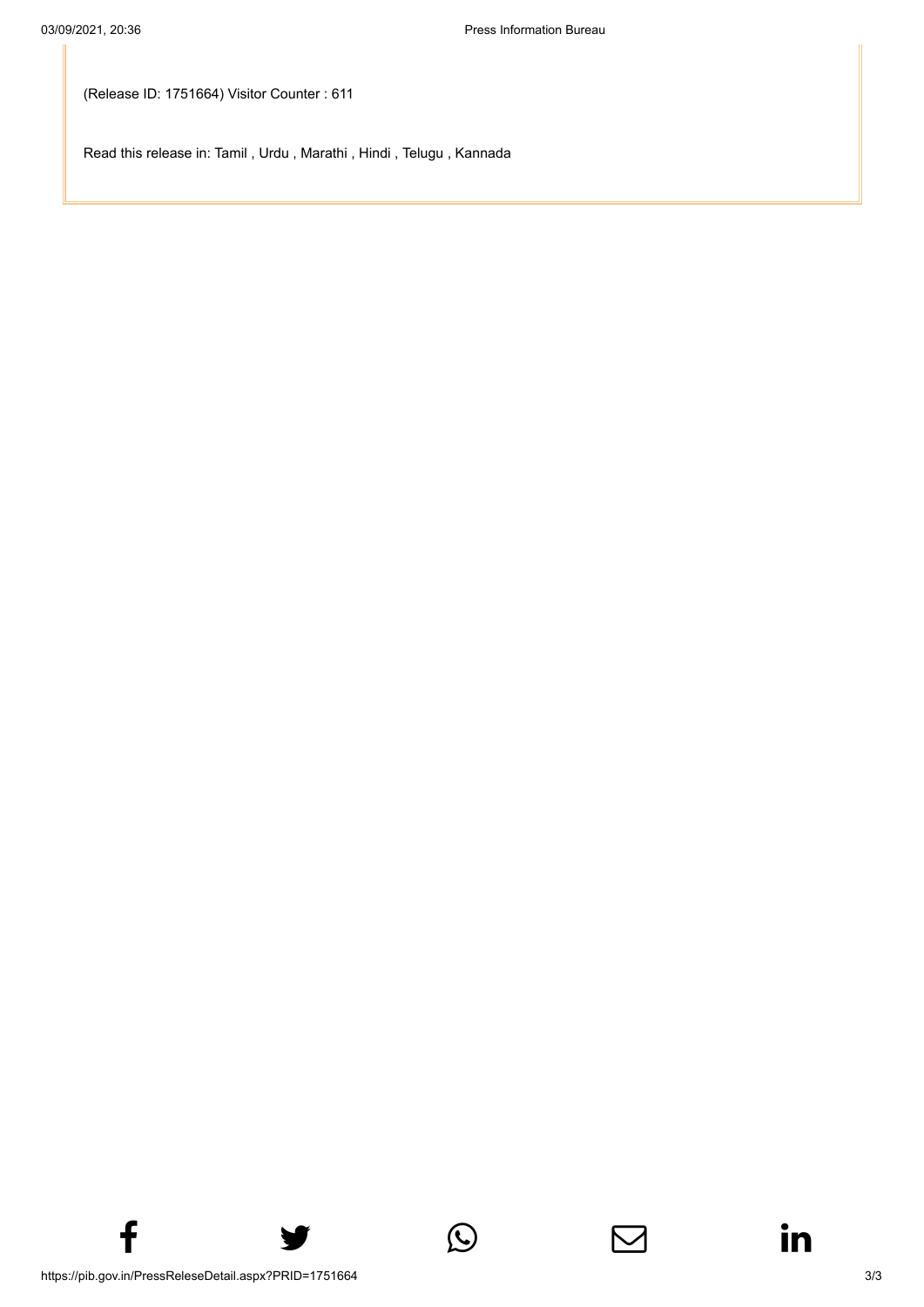(Release ID: 1751664) Visitor Counter : 611

Read this release in: Tamil , Urdu , Marathi , Hindi , Telugu , Kannada